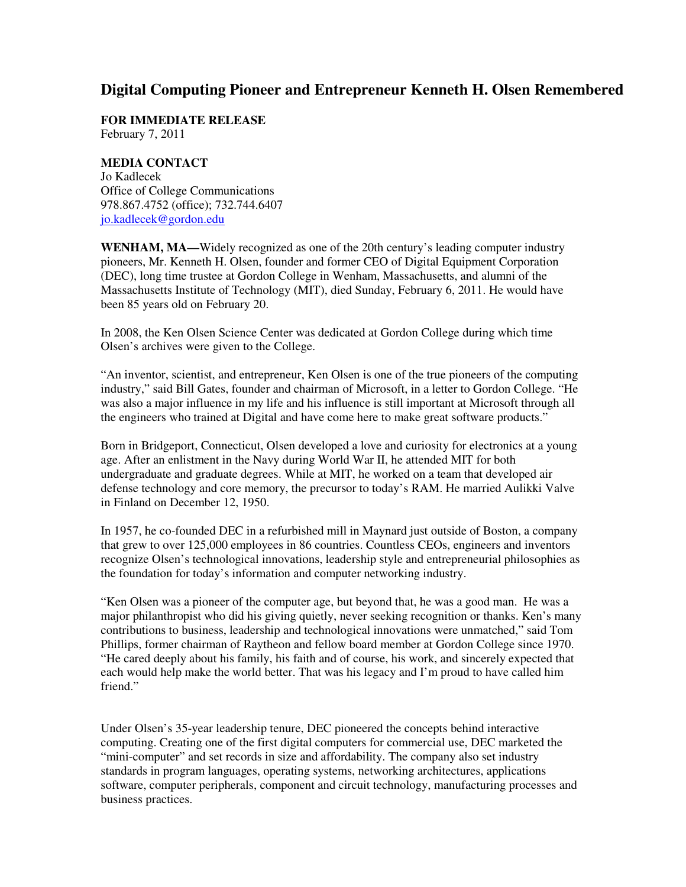# Digital Computing Pioneer and Entrepreneur Kenneth H. Olsen Remembered

**FOR IMMEDIATE RELEASE**
February 7, 2011

**MEDIA CONTACT**
Jo Kadlecek
Office of College Communications
978.867.4752 (office); 732.744.6407
jo.kadlecek@gordon.edu

**WENHAM, MA—**Widely recognized as one of the 20th century's leading computer industry pioneers, Mr. Kenneth H. Olsen, founder and former CEO of Digital Equipment Corporation (DEC), long time trustee at Gordon College in Wenham, Massachusetts, and alumni of the Massachusetts Institute of Technology (MIT), died Sunday, February 6, 2011. He would have been 85 years old on February 20.

In 2008, the Ken Olsen Science Center was dedicated at Gordon College during which time Olsen's archives were given to the College.

"An inventor, scientist, and entrepreneur, Ken Olsen is one of the true pioneers of the computing industry," said Bill Gates, founder and chairman of Microsoft, in a letter to Gordon College. "He was also a major influence in my life and his influence is still important at Microsoft through all the engineers who trained at Digital and have come here to make great software products."

Born in Bridgeport, Connecticut, Olsen developed a love and curiosity for electronics at a young age. After an enlistment in the Navy during World War II, he attended MIT for both undergraduate and graduate degrees. While at MIT, he worked on a team that developed air defense technology and core memory, the precursor to today's RAM. He married Aulikki Valve in Finland on December 12, 1950.

In 1957, he co-founded DEC in a refurbished mill in Maynard just outside of Boston, a company that grew to over 125,000 employees in 86 countries. Countless CEOs, engineers and inventors recognize Olsen's technological innovations, leadership style and entrepreneurial philosophies as the foundation for today's information and computer networking industry.

"Ken Olsen was a pioneer of the computer age, but beyond that, he was a good man. He was a major philanthropist who did his giving quietly, never seeking recognition or thanks. Ken's many contributions to business, leadership and technological innovations were unmatched," said Tom Phillips, former chairman of Raytheon and fellow board member at Gordon College since 1970. "He cared deeply about his family, his faith and of course, his work, and sincerely expected that each would help make the world better. That was his legacy and I'm proud to have called him friend."

Under Olsen's 35-year leadership tenure, DEC pioneered the concepts behind interactive computing. Creating one of the first digital computers for commercial use, DEC marketed the "mini-computer" and set records in size and affordability. The company also set industry standards in program languages, operating systems, networking architectures, applications software, computer peripherals, component and circuit technology, manufacturing processes and business practices.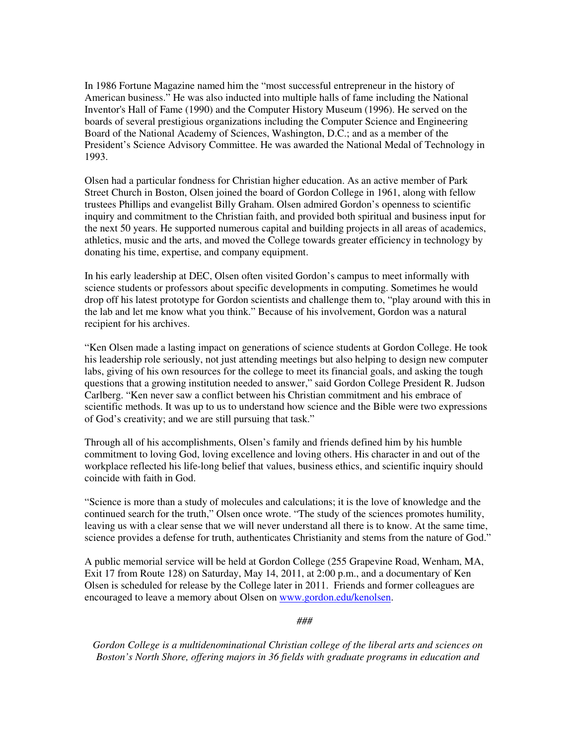In 1986 Fortune Magazine named him the "most successful entrepreneur in the history of American business." He was also inducted into multiple halls of fame including the National Inventor's Hall of Fame (1990) and the Computer History Museum (1996). He served on the boards of several prestigious organizations including the Computer Science and Engineering Board of the National Academy of Sciences, Washington, D.C.; and as a member of the President's Science Advisory Committee. He was awarded the National Medal of Technology in 1993.

Olsen had a particular fondness for Christian higher education. As an active member of Park Street Church in Boston, Olsen joined the board of Gordon College in 1961, along with fellow trustees Phillips and evangelist Billy Graham. Olsen admired Gordon's openness to scientific inquiry and commitment to the Christian faith, and provided both spiritual and business input for the next 50 years. He supported numerous capital and building projects in all areas of academics, athletics, music and the arts, and moved the College towards greater efficiency in technology by donating his time, expertise, and company equipment.

In his early leadership at DEC, Olsen often visited Gordon's campus to meet informally with science students or professors about specific developments in computing. Sometimes he would drop off his latest prototype for Gordon scientists and challenge them to, "play around with this in the lab and let me know what you think." Because of his involvement, Gordon was a natural recipient for his archives.

"Ken Olsen made a lasting impact on generations of science students at Gordon College. He took his leadership role seriously, not just attending meetings but also helping to design new computer labs, giving of his own resources for the college to meet its financial goals, and asking the tough questions that a growing institution needed to answer," said Gordon College President R. Judson Carlberg. "Ken never saw a conflict between his Christian commitment and his embrace of scientific methods. It was up to us to understand how science and the Bible were two expressions of God's creativity; and we are still pursuing that task."

Through all of his accomplishments, Olsen's family and friends defined him by his humble commitment to loving God, loving excellence and loving others. His character in and out of the workplace reflected his life-long belief that values, business ethics, and scientific inquiry should coincide with faith in God.

"Science is more than a study of molecules and calculations; it is the love of knowledge and the continued search for the truth," Olsen once wrote. "The study of the sciences promotes humility, leaving us with a clear sense that we will never understand all there is to know. At the same time, science provides a defense for truth, authenticates Christianity and stems from the nature of God."

A public memorial service will be held at Gordon College (255 Grapevine Road, Wenham, MA, Exit 17 from Route 128) on Saturday, May 14, 2011, at 2:00 p.m., and a documentary of Ken Olsen is scheduled for release by the College later in 2011. Friends and former colleagues are encouraged to leave a memory about Olsen on [www.gordon.edu/kenolsen](http://www.gordon.edu/kenolsen).

*###*

*Gordon College is a multidenominational Christian college of the liberal arts and sciences on Boston's North Shore, offering majors in 36 fields with graduate programs in education and*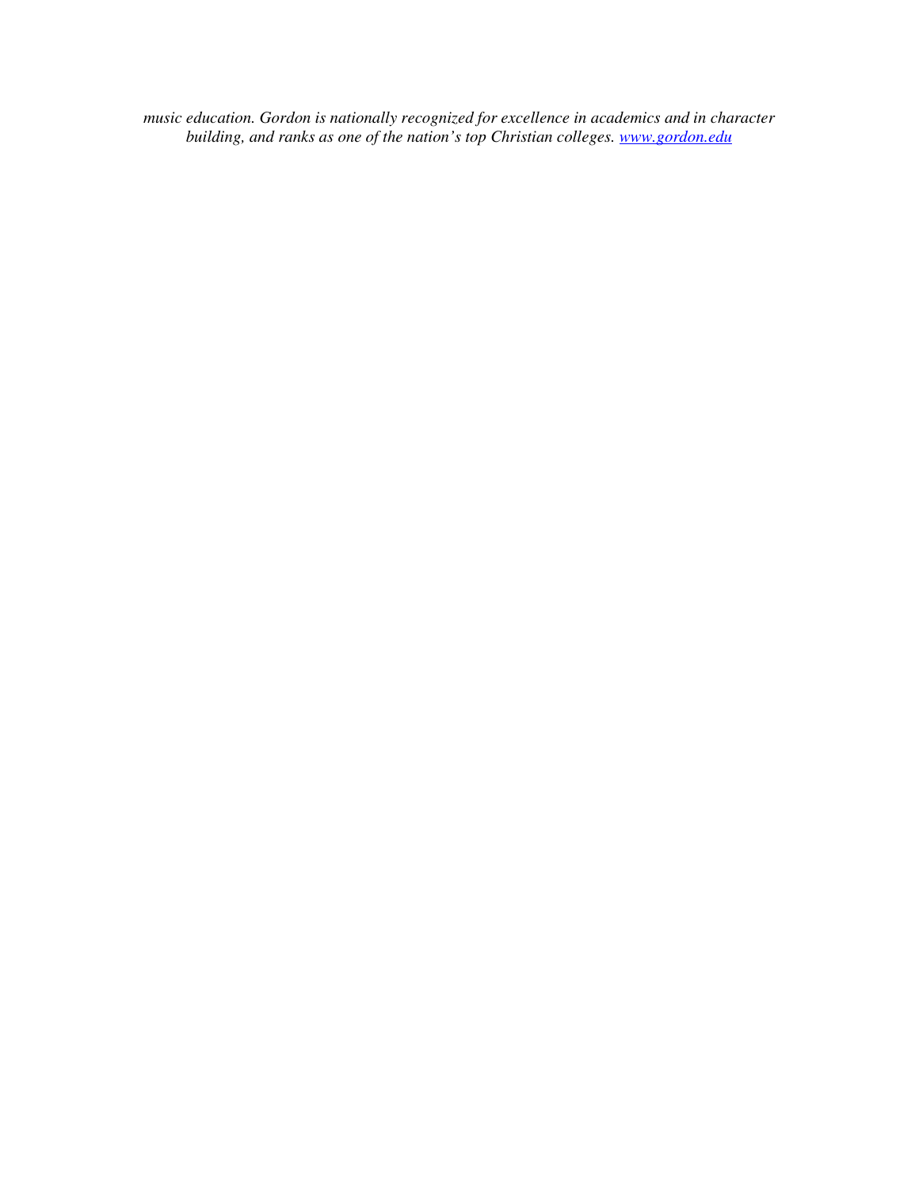*music education. Gordon is nationally recognized for excellence in academics and in character building, and ranks as one of the nation's top Christian colleges.* *[www.gordon.edu](http://www.gordon.edu)*